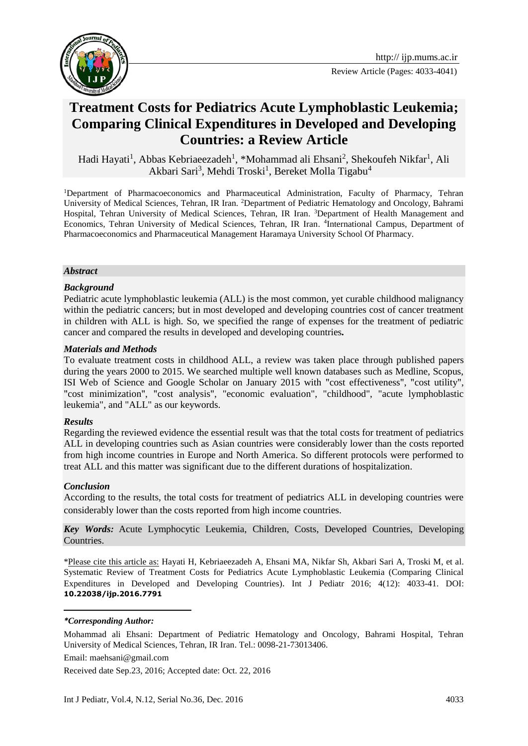Review Article (Pages: 4033-4041)

# Treatment Costs for Pediatrics Acute Lymphoblastic Leukemia; Comparing Clinical Expenditures in Developed and Developing Countries: a Review Article

Hadi Hayati[1], Abbas Kebriaeezadeh[1], *Mohammad ali Ehsani[2], Shekoufeh Nikfar[1], Ali Akbari Sari[3], Mehdi Troski[1], Bereket Molla Tigabu[4]

[1]Department of Pharmacoeconomics and Pharmaceutical Administration, Faculty of Pharmacy, Tehran University of Medical Sciences, Tehran, IR Iran. [2]Department of Pediatric Hematology and Oncology, Bahrami Hospital, Tehran University of Medical Sciences, Tehran, IR Iran. [3]Department of Health Management and Economics, Tehran University of Medical Sciences, Tehran, IR Iran. [4]International Campus, Department of Pharmacoeconomics and Pharmaceutical Management Haramaya University School Of Pharmacy.

### *Abstract*

#### *Background*

Pediatric acute lymphoblastic leukemia (ALL) is the most common, yet curable childhood malignancy within the pediatric cancers; but in most developed and developing countries cost of cancer treatment in children with ALL is high. So, we specified the range of expenses for the treatment of pediatric cancer and compared the results in developed and developing countries**.**

#### *Materials and Methods*

To evaluate treatment costs in childhood ALL, a review was taken place through published papers during the years 2000 to 2015. We searched multiple well known databases such as Medline, Scopus, ISI Web of Science and Google Scholar on January 2015 with "cost effectiveness", "cost utility", "cost minimization", "cost analysis", "economic evaluation", "childhood", "acute lymphoblastic leukemia", and "ALL" as our keywords.

#### *Results*

Regarding the reviewed evidence the essential result was that the total costs for treatment of pediatrics ALL in developing countries such as Asian countries were considerably lower than the costs reported from high income countries in Europe and North America. So different protocols were performed to treat ALL and this matter was significant due to the different durations of hospitalization.

#### *Conclusion*

According to the results, the total costs for treatment of pediatrics ALL in developing countries were considerably lower than the costs reported from high income countries.

***Key Words:*** Acute Lymphocytic Leukemia, Children, Costs, Developed Countries, Developing Countries.

*Please cite this article as: Hayati H, Kebriaeezadeh A, Ehsani MA, Nikfar Sh, Akbari Sari A, Troski M, et al. Systematic Review of Treatment Costs for Pediatrics Acute Lymphoblastic Leukemia (Comparing Clinical Expenditures in Developed and Developing Countries). Int J Pediatr 2016; 4(12): 4033-41. DOI: **10.22038/ijp.2016.7791**

***\*Corresponding Author:***

Mohammad ali Ehsani: Department of Pediatric Hematology and Oncology, Bahrami Hospital, Tehran University of Medical Sciences, Tehran, IR Iran. Tel.: 0098-21-73013406.

Email: maehsani@gmail.com

Received date Sep.23, 2016; Accepted date: Oct. 22, 2016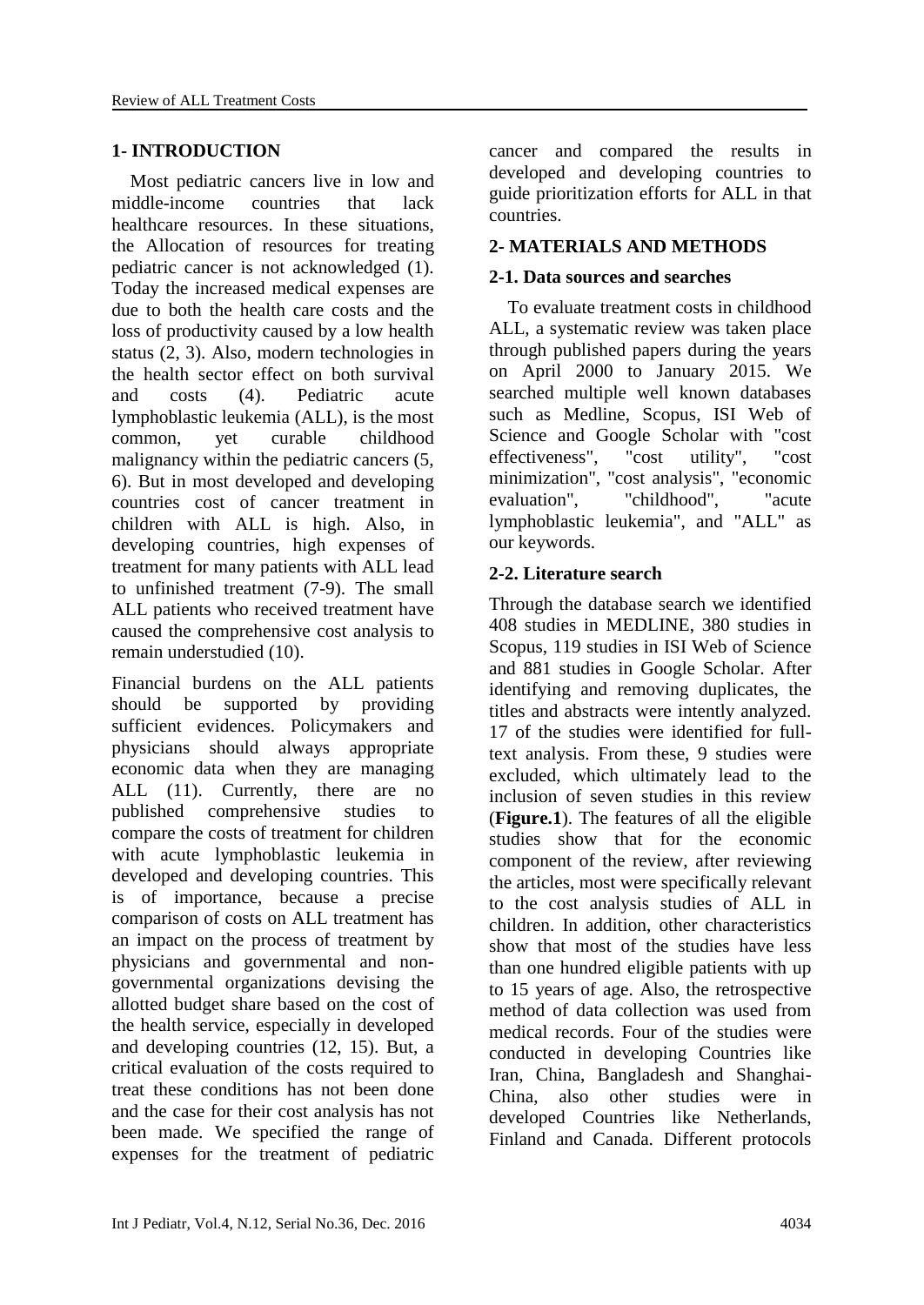## 1- INTRODUCTION

Most pediatric cancers live in low and middle-income countries that lack healthcare resources. In these situations, the Allocation of resources for treating pediatric cancer is not acknowledged (1). Today the increased medical expenses are due to both the health care costs and the loss of productivity caused by a low health status (2, 3). Also, modern technologies in the health sector effect on both survival and costs (4). Pediatric acute lymphoblastic leukemia (ALL), is the most common, yet curable childhood malignancy within the pediatric cancers (5, 6). But in most developed and developing countries cost of cancer treatment in children with ALL is high. Also, in developing countries, high expenses of treatment for many patients with ALL lead to unfinished treatment (7-9). The small ALL patients who received treatment have caused the comprehensive cost analysis to remain understudied (10).

Financial burdens on the ALL patients should be supported by providing sufficient evidences. Policymakers and physicians should always appropriate economic data when they are managing ALL (11). Currently, there are no published comprehensive studies to compare the costs of treatment for children with acute lymphoblastic leukemia in developed and developing countries. This is of importance, because a precise comparison of costs on ALL treatment has an impact on the process of treatment by physicians and governmental and non-governmental organizations devising the allotted budget share based on the cost of the health service, especially in developed and developing countries (12, 15). But, a critical evaluation of the costs required to treat these conditions has not been done and the case for their cost analysis has not been made. We specified the range of expenses for the treatment of pediatric cancer and compared the results in developed and developing countries to guide prioritization efforts for ALL in that countries.

## 2- MATERIALS AND METHODS

### 2-1. Data sources and searches

To evaluate treatment costs in childhood ALL, a systematic review was taken place through published papers during the years on April 2000 to January 2015. We searched multiple well known databases such as Medline, Scopus, ISI Web of Science and Google Scholar with "cost effectiveness", "cost utility", "cost minimization", "cost analysis", "economic evaluation", "childhood", "acute lymphoblastic leukemia", and "ALL" as our keywords.

### 2-2. Literature search

Through the database search we identified 408 studies in MEDLINE, 380 studies in Scopus, 119 studies in ISI Web of Science and 881 studies in Google Scholar. After identifying and removing duplicates, the titles and abstracts were intently analyzed. 17 of the studies were identified for full-text analysis. From these, 9 studies were excluded, which ultimately lead to the inclusion of seven studies in this review (**Figure.1**). The features of all the eligible studies show that for the economic component of the review, after reviewing the articles, most were specifically relevant to the cost analysis studies of ALL in children. In addition, other characteristics show that most of the studies have less than one hundred eligible patients with up to 15 years of age. Also, the retrospective method of data collection was used from medical records. Four of the studies were conducted in developing Countries like Iran, China, Bangladesh and Shanghai-China, also other studies were in developed Countries like Netherlands, Finland and Canada. Different protocols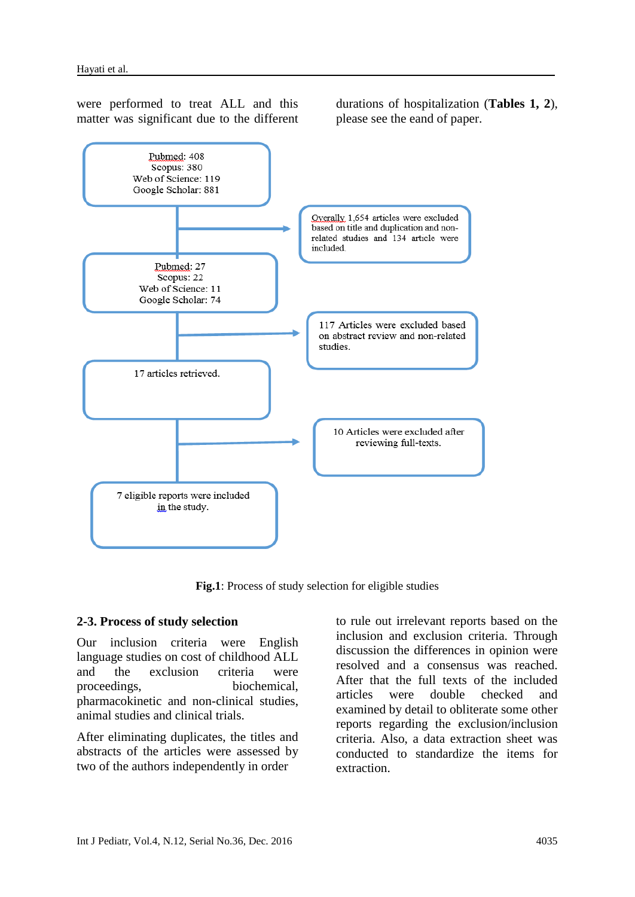were performed to treat ALL and this matter was significant due to the different durations of hospitalization (**Tables 1, 2**), please see the eand of paper.

Pubmed: 408
Scopus: 380
Web of Science: 119
Google Scholar: 881

Overally 1,654 articles were excluded based on title and duplication and non-related studies and 134 article were included.

Pubmed: 27
Scopus: 22
Web of Science: 11
Google Scholar: 74

117 Articles were excluded based on abstract review and non-related studies.

17 articles retrieved.

10 Articles were excluded after reviewing full-texts.

7 eligible reports were included in the study.

**Fig.1**: Process of study selection for eligible studies

### 2-3. Process of study selection

Our inclusion criteria were English language studies on cost of childhood ALL and the exclusion criteria were proceedings, biochemical, pharmacokinetic and non-clinical studies, animal studies and clinical trials.

After eliminating duplicates, the titles and abstracts of the articles were assessed by two of the authors independently in order to rule out irrelevant reports based on the inclusion and exclusion criteria. Through discussion the differences in opinion were resolved and a consensus was reached. After that the full texts of the included articles were double checked and examined by detail to obliterate some other reports regarding the exclusion/inclusion criteria. Also, a data extraction sheet was conducted to standardize the items for extraction.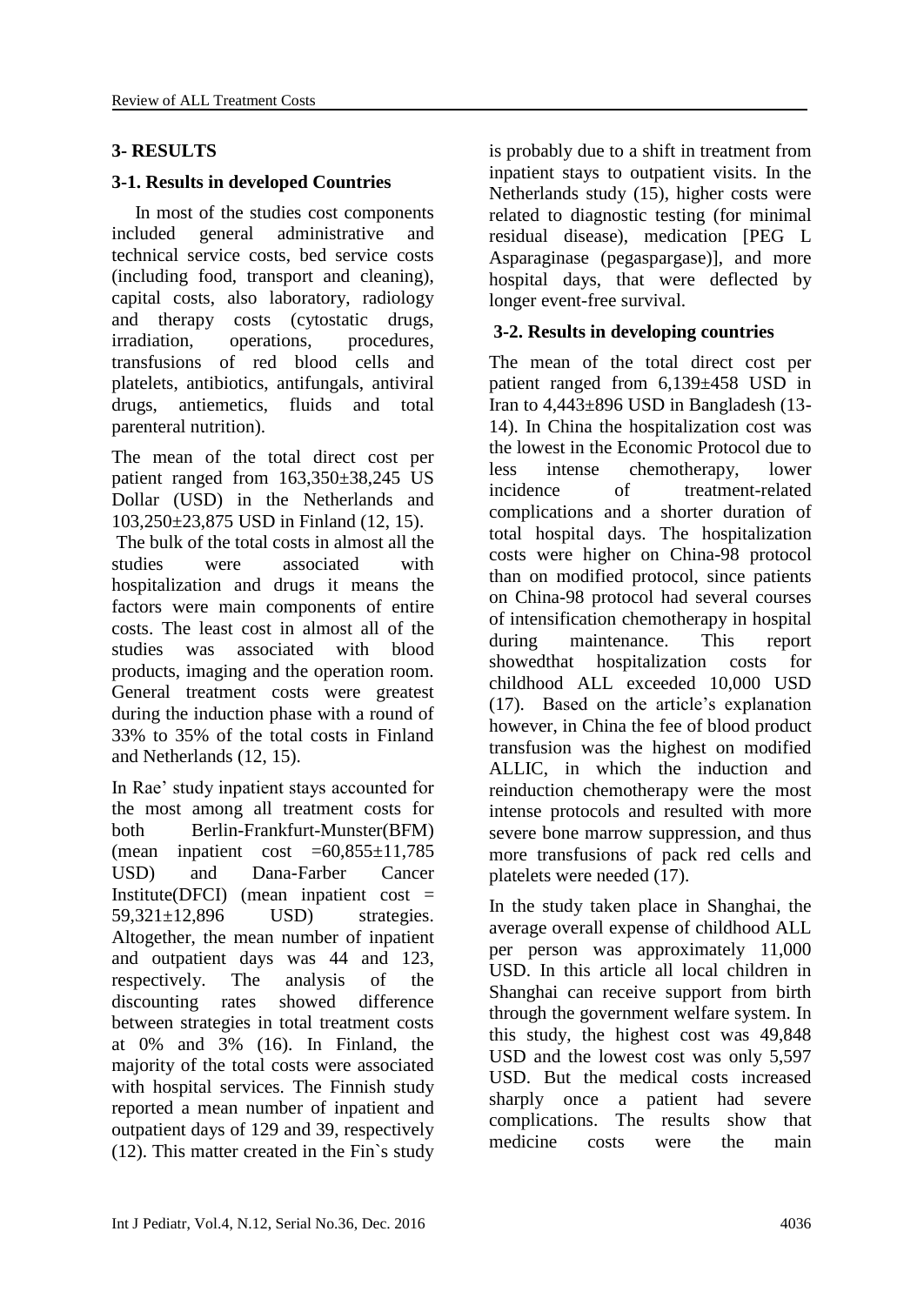## 3- RESULTS

### 3-1. Results in developed Countries

In most of the studies cost components included general administrative and technical service costs, bed service costs (including food, transport and cleaning), capital costs, also laboratory, radiology and therapy costs (cytostatic drugs, irradiation, operations, procedures, transfusions of red blood cells and platelets, antibiotics, antifungals, antiviral drugs, antiemetics, fluids and total parenteral nutrition).

The mean of the total direct cost per patient ranged from 163,350±38,245 US Dollar (USD) in the Netherlands and 103,250±23,875 USD in Finland (12, 15).

The bulk of the total costs in almost all the studies were associated with hospitalization and drugs it means the factors were main components of entire costs. The least cost in almost all of the studies was associated with blood products, imaging and the operation room. General treatment costs were greatest during the induction phase with a round of 33% to 35% of the total costs in Finland and Netherlands (12, 15).

In Rae' study inpatient stays accounted for the most among all treatment costs for both Berlin-Frankfurt-Munster(BFM) (mean inpatient cost =60,855±11,785 USD) and Dana-Farber Cancer Institute(DFCI) (mean inpatient cost = 59,321±12,896 USD) strategies. Altogether, the mean number of inpatient and outpatient days was 44 and 123, respectively. The analysis of the discounting rates showed difference between strategies in total treatment costs at 0% and 3% (16). In Finland, the majority of the total costs were associated with hospital services. The Finnish study reported a mean number of inpatient and outpatient days of 129 and 39, respectively (12). This matter created in the Fin`s study is probably due to a shift in treatment from inpatient stays to outpatient visits. In the Netherlands study (15), higher costs were related to diagnostic testing (for minimal residual disease), medication [PEG L Asparaginase (pegaspargase)], and more hospital days, that were deflected by longer event-free survival.

### 3-2. Results in developing countries

The mean of the total direct cost per patient ranged from 6,139±458 USD in Iran to 4,443±896 USD in Bangladesh (13-14). In China the hospitalization cost was the lowest in the Economic Protocol due to less intense chemotherapy, lower incidence of treatment-related complications and a shorter duration of total hospital days. The hospitalization costs were higher on China-98 protocol than on modified protocol, since patients on China-98 protocol had several courses of intensification chemotherapy in hospital during maintenance. This report showedthat hospitalization costs for childhood ALL exceeded 10,000 USD (17). Based on the article's explanation however, in China the fee of blood product transfusion was the highest on modified ALLIC, in which the induction and reinduction chemotherapy were the most intense protocols and resulted with more severe bone marrow suppression, and thus more transfusions of pack red cells and platelets were needed (17).

In the study taken place in Shanghai, the average overall expense of childhood ALL per person was approximately 11,000 USD. In this article all local children in Shanghai can receive support from birth through the government welfare system. In this study, the highest cost was 49,848 USD and the lowest cost was only 5,597 USD. But the medical costs increased sharply once a patient had severe complications. The results show that medicine costs were the main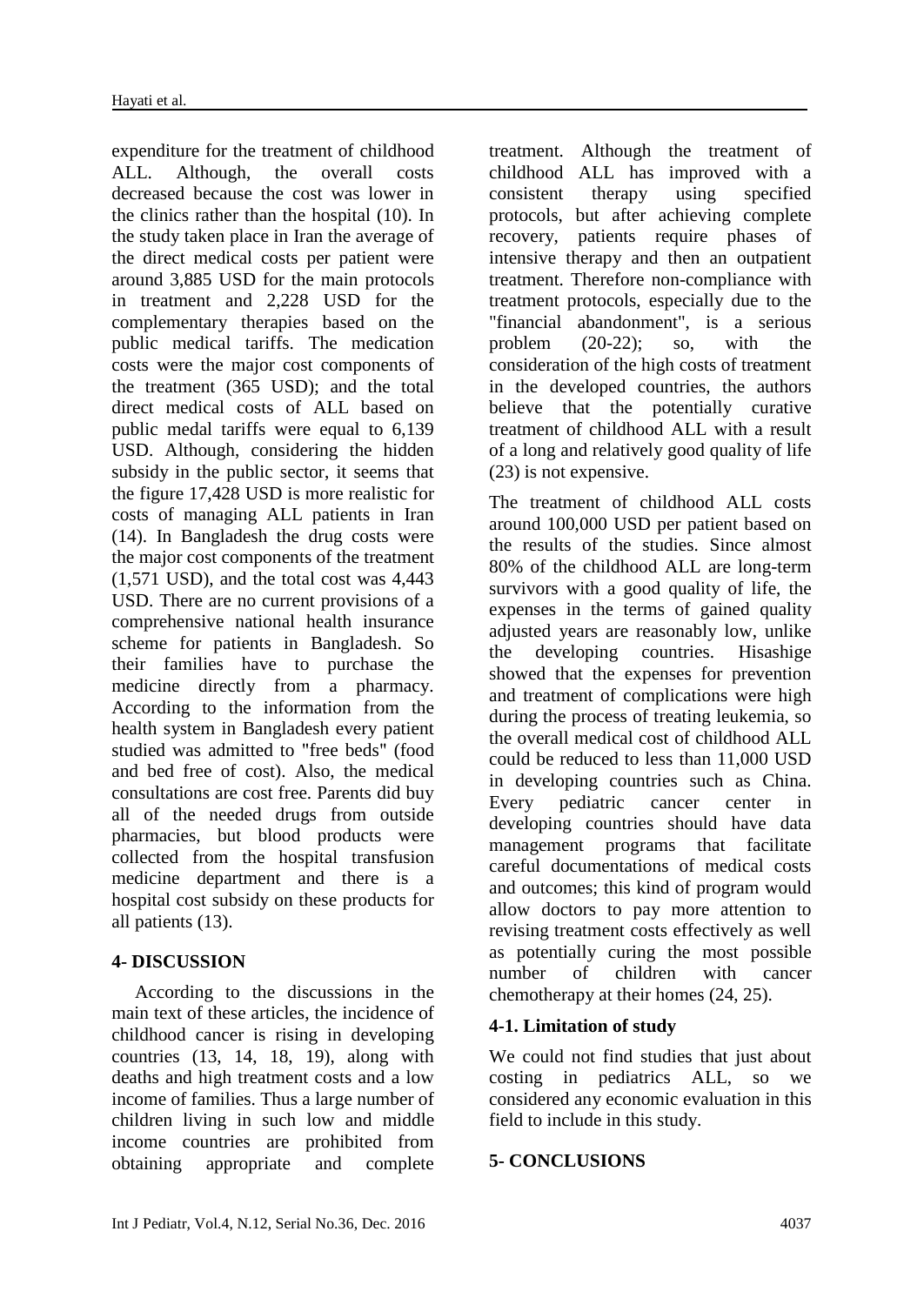expenditure for the treatment of childhood ALL. Although, the overall costs decreased because the cost was lower in the clinics rather than the hospital (10). In the study taken place in Iran the average of the direct medical costs per patient were around 3,885 USD for the main protocols in treatment and 2,228 USD for the complementary therapies based on the public medical tariffs. The medication costs were the major cost components of the treatment (365 USD); and the total direct medical costs of ALL based on public medal tariffs were equal to 6,139 USD. Although, considering the hidden subsidy in the public sector, it seems that the figure 17,428 USD is more realistic for costs of managing ALL patients in Iran (14). In Bangladesh the drug costs were the major cost components of the treatment (1,571 USD), and the total cost was 4,443 USD. There are no current provisions of a comprehensive national health insurance scheme for patients in Bangladesh. So their families have to purchase the medicine directly from a pharmacy. According to the information from the health system in Bangladesh every patient studied was admitted to "free beds" (food and bed free of cost). Also, the medical consultations are cost free. Parents did buy all of the needed drugs from outside pharmacies, but blood products were collected from the hospital transfusion medicine department and there is a hospital cost subsidy on these products for all patients (13).

## 4- DISCUSSION

According to the discussions in the main text of these articles, the incidence of childhood cancer is rising in developing countries (13, 14, 18, 19), along with deaths and high treatment costs and a low income of families. Thus a large number of children living in such low and middle income countries are prohibited from obtaining appropriate and complete treatment. Although the treatment of childhood ALL has improved with a consistent therapy using specified protocols, but after achieving complete recovery, patients require phases of intensive therapy and then an outpatient treatment. Therefore non-compliance with treatment protocols, especially due to the "financial abandonment", is a serious problem (20-22); so, with the consideration of the high costs of treatment in the developed countries, the authors believe that the potentially curative treatment of childhood ALL with a result of a long and relatively good quality of life (23) is not expensive.

The treatment of childhood ALL costs around 100,000 USD per patient based on the results of the studies. Since almost 80% of the childhood ALL are long-term survivors with a good quality of life, the expenses in the terms of gained quality adjusted years are reasonably low, unlike the developing countries. Hisashige showed that the expenses for prevention and treatment of complications were high during the process of treating leukemia, so the overall medical cost of childhood ALL could be reduced to less than 11,000 USD in developing countries such as China. Every pediatric cancer center in developing countries should have data management programs that facilitate careful documentations of medical costs and outcomes; this kind of program would allow doctors to pay more attention to revising treatment costs effectively as well as potentially curing the most possible number of children with cancer chemotherapy at their homes (24, 25).

### 4-1. Limitation of study

We could not find studies that just about costing in pediatrics ALL, so we considered any economic evaluation in this field to include in this study.

## 5- CONCLUSIONS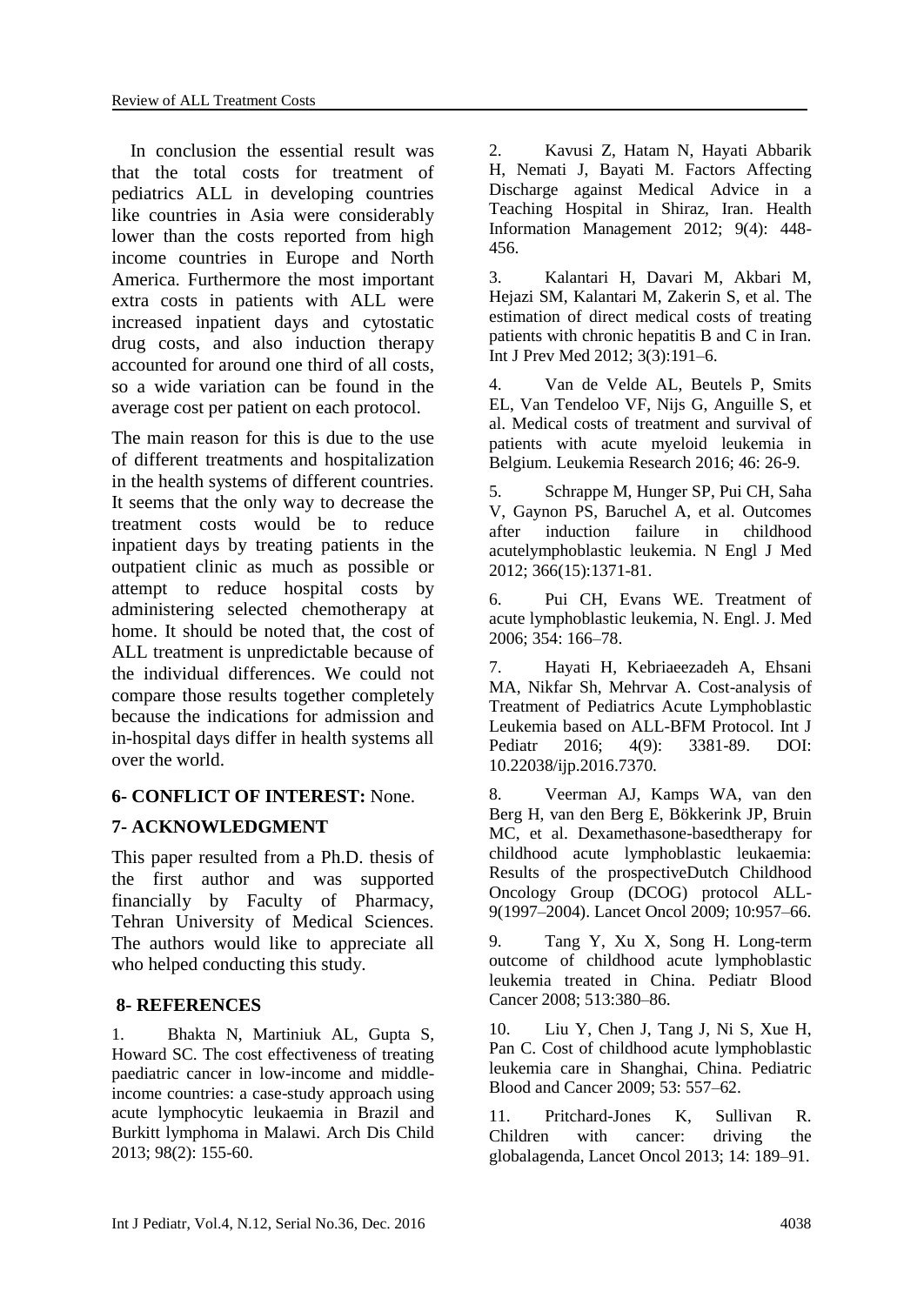In conclusion the essential result was that the total costs for treatment of pediatrics ALL in developing countries like countries in Asia were considerably lower than the costs reported from high income countries in Europe and North America. Furthermore the most important extra costs in patients with ALL were increased inpatient days and cytostatic drug costs, and also induction therapy accounted for around one third of all costs, so a wide variation can be found in the average cost per patient on each protocol.

The main reason for this is due to the use of different treatments and hospitalization in the health systems of different countries. It seems that the only way to decrease the treatment costs would be to reduce inpatient days by treating patients in the outpatient clinic as much as possible or attempt to reduce hospital costs by administering selected chemotherapy at home. It should be noted that, the cost of ALL treatment is unpredictable because of the individual differences. We could not compare those results together completely because the indications for admission and in-hospital days differ in health systems all over the world.

## 6- CONFLICT OF INTEREST: None.

## 7- ACKNOWLEDGMENT

This paper resulted from a Ph.D. thesis of the first author and was supported financially by Faculty of Pharmacy, Tehran University of Medical Sciences. The authors would like to appreciate all who helped conducting this study.

## 8- REFERENCES

1. Bhakta N, Martiniuk AL, Gupta S, Howard SC. The cost effectiveness of treating paediatric cancer in low-income and middle-income countries: a case-study approach using acute lymphocytic leukaemia in Brazil and Burkitt lymphoma in Malawi. Arch Dis Child 2013; 98(2): 155-60.

2. Kavusi Z, Hatam N, Hayati Abbarik H, Nemati J, Bayati M. Factors Affecting Discharge against Medical Advice in a Teaching Hospital in Shiraz, Iran. Health Information Management 2012; 9(4): 448-456.

3. Kalantari H, Davari M, Akbari M, Hejazi SM, Kalantari M, Zakerin S, et al. The estimation of direct medical costs of treating patients with chronic hepatitis B and C in Iran. Int J Prev Med 2012; 3(3):191–6.

4. Van de Velde AL, Beutels P, Smits EL, Van Tendeloo VF, Nijs G, Anguille S, et al. Medical costs of treatment and survival of patients with acute myeloid leukemia in Belgium. Leukemia Research 2016; 46: 26-9.

5. Schrappe M, Hunger SP, Pui CH, Saha V, Gaynon PS, Baruchel A, et al. Outcomes after induction failure in childhood acutelymphoblastic leukemia. N Engl J Med 2012; 366(15):1371-81.

6. Pui CH, Evans WE. Treatment of acute lymphoblastic leukemia, N. Engl. J. Med 2006; 354: 166–78.

7. Hayati H, Kebriaeezadeh A, Ehsani MA, Nikfar Sh, Mehrvar A. Cost-analysis of Treatment of Pediatrics Acute Lymphoblastic Leukemia based on ALL-BFM Protocol. Int J Pediatr 2016; 4(9): 3381-89. DOI: 10.22038/ijp.2016.7370.

8. Veerman AJ, Kamps WA, van den Berg H, van den Berg E, Bökkerink JP, Bruin MC, et al. Dexamethasone-basedtherapy for childhood acute lymphoblastic leukaemia: Results of the prospectiveDutch Childhood Oncology Group (DCOG) protocol ALL-9(1997–2004). Lancet Oncol 2009; 10:957–66.

9. Tang Y, Xu X, Song H. Long-term outcome of childhood acute lymphoblastic leukemia treated in China. Pediatr Blood Cancer 2008; 513:380–86.

10. Liu Y, Chen J, Tang J, Ni S, Xue H, Pan C. Cost of childhood acute lymphoblastic leukemia care in Shanghai, China. Pediatric Blood and Cancer 2009; 53: 557–62.

11. Pritchard-Jones K, Sullivan R. Children with cancer: driving the globalagenda, Lancet Oncol 2013; 14: 189–91.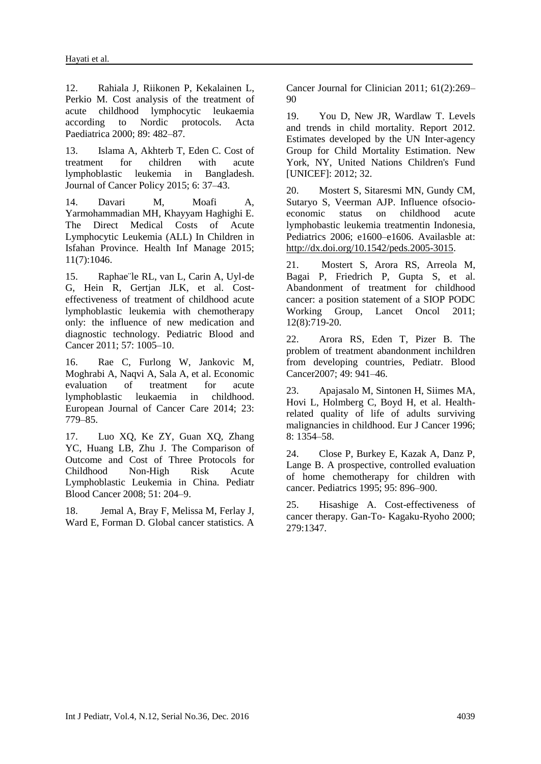12. Rahiala J, Riikonen P, Kekalainen L, Perkio M. Cost analysis of the treatment of acute childhood lymphocytic leukaemia according to Nordic protocols. Acta Paediatrica 2000; 89: 482–87.

13. Islama A, Akhterb T, Eden C. Cost of treatment for children with acute lymphoblastic leukemia in Bangladesh. Journal of Cancer Policy 2015; 6: 37–43.

14. Davari M, Moafi A, Yarmohammadian MH, Khayyam Haghighi E. The Direct Medical Costs of Acute Lymphocytic Leukemia (ALL) In Children in Isfahan Province. Health Inf Manage 2015; 11(7):1046.

15. Raphae¨le RL, van L, Carin A, Uyl-de G, Hein R, Gertjan JLK, et al. Cost-effectiveness of treatment of childhood acute lymphoblastic leukemia with chemotherapy only: the influence of new medication and diagnostic technology. Pediatric Blood and Cancer 2011; 57: 1005–10.

16. Rae C, Furlong W, Jankovic M, Moghrabi A, Naqvi A, Sala A, et al. Economic evaluation of treatment for acute lymphoblastic leukaemia in childhood. European Journal of Cancer Care 2014; 23: 779–85.

17. Luo XQ, Ke ZY, Guan XQ, Zhang YC, Huang LB, Zhu J. The Comparison of Outcome and Cost of Three Protocols for Childhood Non-High Risk Acute Lymphoblastic Leukemia in China. Pediatr Blood Cancer 2008; 51: 204–9.

18. Jemal A, Bray F, Melissa M, Ferlay J, Ward E, Forman D. Global cancer statistics. A Cancer Journal for Clinician 2011; 61(2):269–90

19. You D, New JR, Wardlaw T. Levels and trends in child mortality. Report 2012. Estimates developed by the UN Inter-agency Group for Child Mortality Estimation. New York, NY, United Nations Children's Fund [UNICEF]: 2012; 32.

20. Mostert S, Sitaresmi MN, Gundy CM, Sutaryo S, Veerman AJP. Influence ofsocio-economic status on childhood acute lymphobastic leukemia treatmentin Indonesia, Pediatrics 2006; e1600–e1606. Availasble at: http://dx.doi.org/10.1542/peds.2005-3015.

21. Mostert S, Arora RS, Arreola M, Bagai P, Friedrich P, Gupta S, et al. Abandonment of treatment for childhood cancer: a position statement of a SIOP PODC Working Group, Lancet Oncol 2011; 12(8):719-20.

22. Arora RS, Eden T, Pizer B. The problem of treatment abandonment inchildren from developing countries, Pediatr. Blood Cancer2007; 49: 941–46.

23. Apajasalo M, Sintonen H, Siimes MA, Hovi L, Holmberg C, Boyd H, et al. Health-related quality of life of adults surviving malignancies in childhood. Eur J Cancer 1996; 8: 1354–58.

24. Close P, Burkey E, Kazak A, Danz P, Lange B. A prospective, controlled evaluation of home chemotherapy for children with cancer. Pediatrics 1995; 95: 896–900.

25. Hisashige A. Cost-effectiveness of cancer therapy. Gan-To- Kagaku-Ryoho 2000; 279:1347.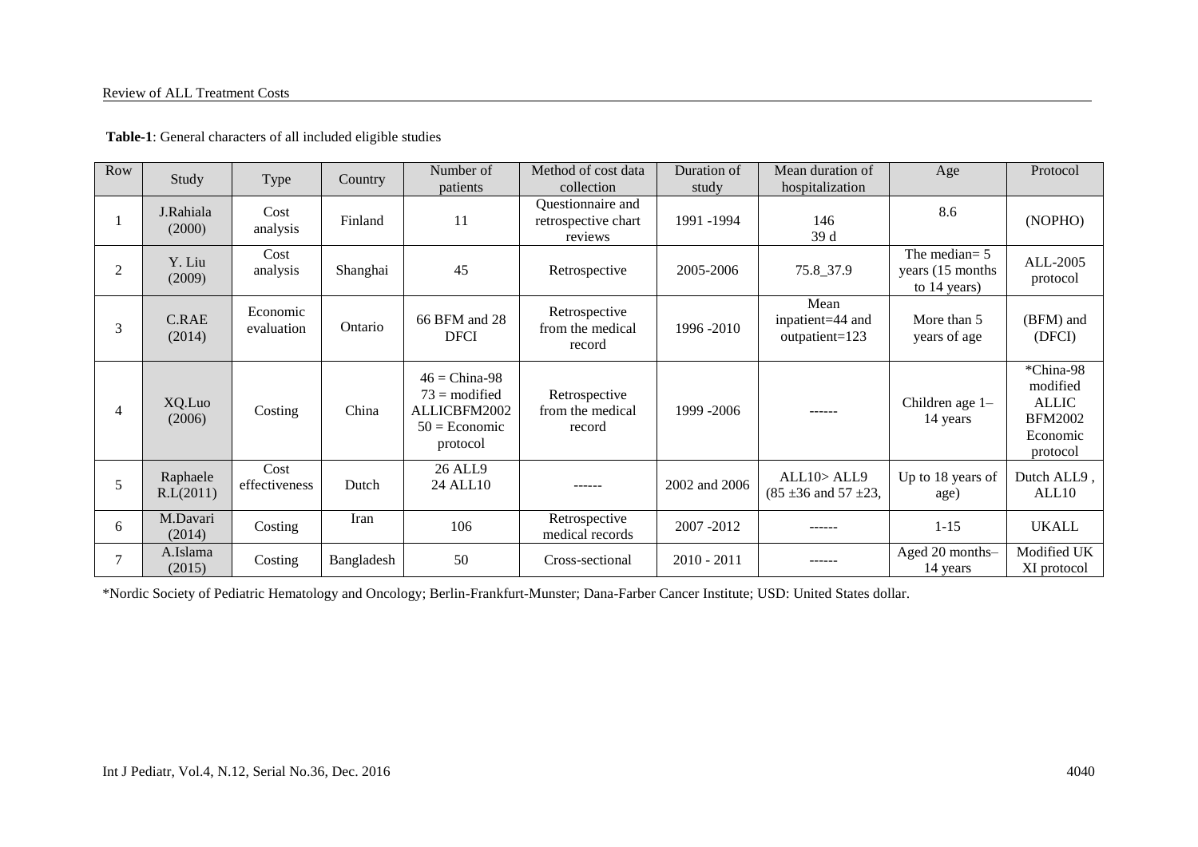**Table-1**: General characters of all included eligible studies

| Row | Study | Type | Country | Number of patients | Method of cost data collection | Duration of study | Mean duration of hospitalization | Age | Protocol |
|---|---|---|---|---|---|---|---|---|---|
| 1 | J.Rahiala (2000) | Cost analysis | Finland | 11 | Questionnaire and retrospective chart reviews | 1991 -1994 | 146 39 d | 8.6 | (NOPHO) |
| 2 | Y. Liu (2009) | Cost analysis | Shanghai | 45 | Retrospective | 2005-2006 | 75.8_37.9 | The median= 5 years (15 months to 14 years) | ALL-2005 protocol |
| 3 | C.RAE (2014) | Economic evaluation | Ontario | 66 BFM and 28 DFCI | Retrospective from the medical record | 1996 -2010 | Mean inpatient=44 and outpatient=123 | More than 5 years of age | (BFM) and (DFCI) |
| 4 | XQ.Luo (2006) | Costing | China | 46 = China-98 73 = modified ALLICBFM2002 50 = Economic protocol | Retrospective from the medical record | 1999 -2006 | ------ | Children age 1–14 years | *China-98 modified ALLIC BFM2002 Economic protocol |
| 5 | Raphaele R.L(2011) | Cost effectiveness | Dutch | 26 ALL9 24 ALL10 | ------ | 2002 and 2006 | ALL10> ALL9 (85 ±36 and 57 ±23, | Up to 18 years of age) | Dutch ALL9 , ALL10 |
| 6 | M.Davari (2014) | Costing | Iran | 106 | Retrospective medical records | 2007 -2012 | ------ | 1-15 | UKALL |
| 7 | A.Islama (2015) | Costing | Bangladesh | 50 | Cross-sectional | 2010 - 2011 | ------ | Aged 20 months–14 years | Modified UK XI protocol |

*Nordic Society of Pediatric Hematology and Oncology; Berlin-Frankfurt-Munster; Dana-Farber Cancer Institute; USD: United States dollar.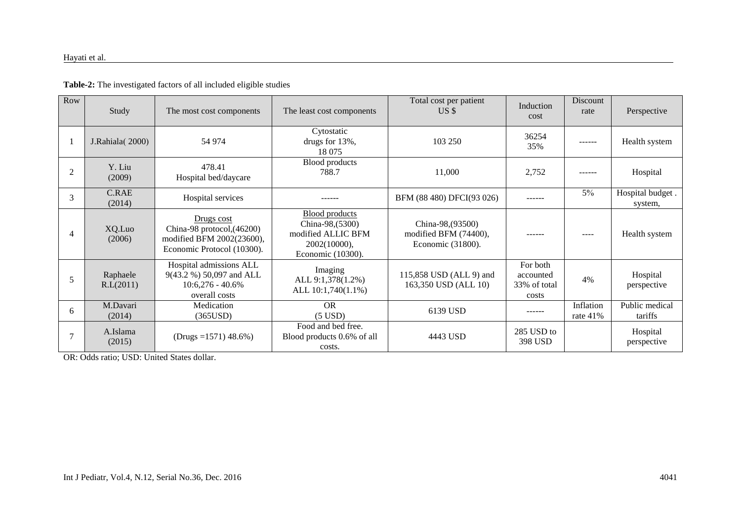**Table-2:** The investigated factors of all included eligible studies

| Row | Study | The most cost components | The least cost components | Total cost per patient US $ | Induction cost | Discount rate | Perspective |
|---|---|---|---|---|---|---|---|
| 1 | J.Rahiala( 2000) | 54 974 | Cytostatic drugs for 13%, 18 075 | 103 250 | 36254 35% | ------ | Health system |
| 2 | Y. Liu (2009) | 478.41 Hospital bed/daycare | Blood products 788.7 | 11,000 | 2,752 | ------ | Hospital |
| 3 | C.RAE (2014) | Hospital services | ------ | BFM (88 480) DFCI(93 026) | ------ | 5% | Hospital budget . system, |
| 4 | XQ.Luo (2006) | Drugs cost China-98 protocol,(46200) modified BFM 2002(23600), Economic Protocol (10300). | Blood products China-98,(5300) modified ALLIC BFM 2002(10000), Economic (10300). | China-98,(93500) modified BFM (74400), Economic (31800). | ------ | ---- | Health system |
| 5 | Raphaele R.L(2011) | Hospital admissions ALL 9(43.2 %) 50,097 and ALL 10:6,276 - 40.6% overall costs | Imaging ALL 9:1,378(1.2%) ALL 10:1,740(1.1%) | 115,858 USD (ALL 9) and 163,350 USD (ALL 10) | For both accounted 33% of total costs | 4% | Hospital perspective |
| 6 | M.Davari (2014) | Medication (365USD) | OR (5 USD) | 6139 USD | ------ | Inflation rate 41% | Public medical tariffs |
| 7 | A.Islama (2015) | (Drugs =1571) 48.6%) | Food and bed free. Blood products 0.6% of all costs. | 4443 USD | 285 USD to 398 USD | | Hospital perspective |

OR: Odds ratio; USD: United States dollar.